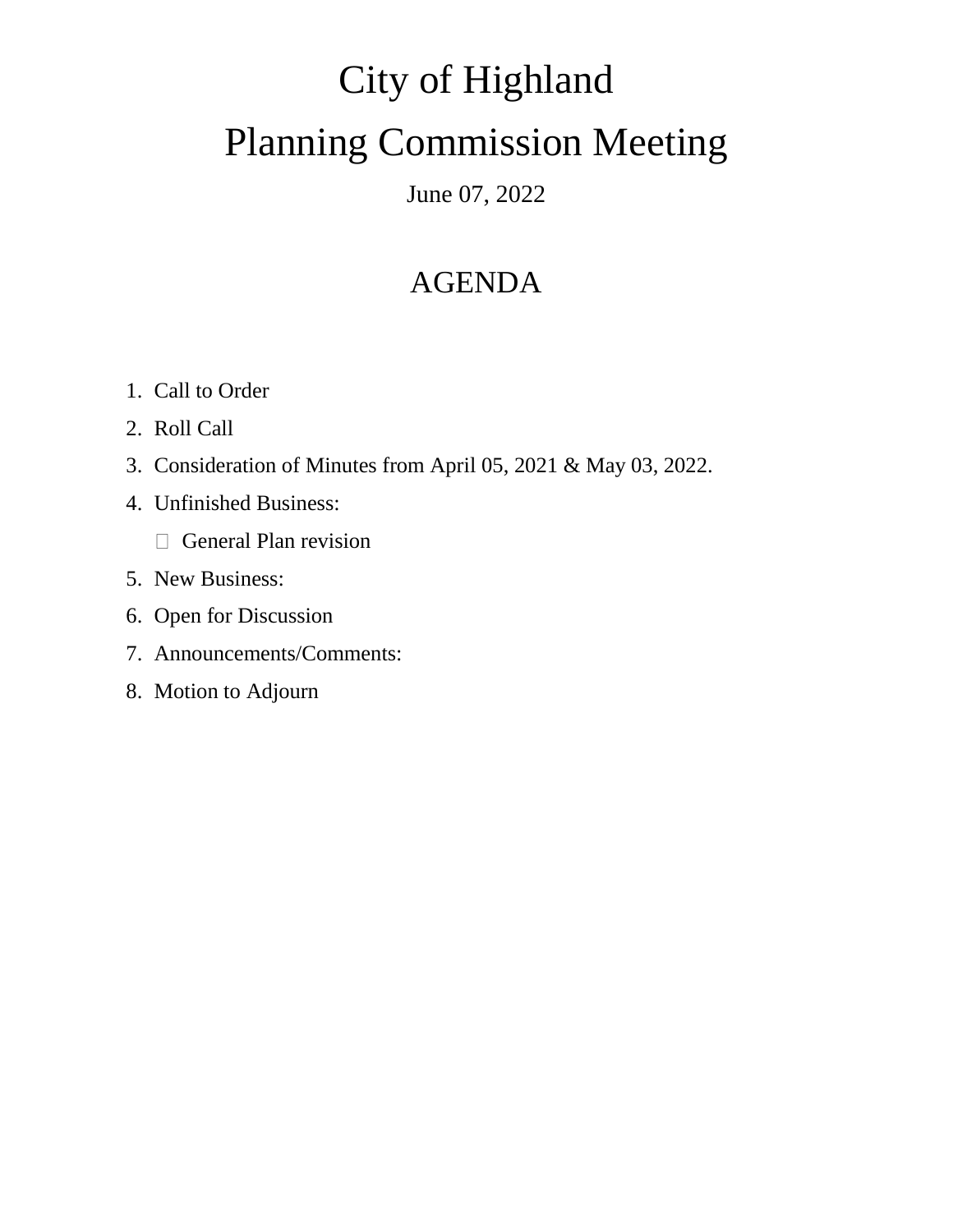# City of Highland

# Planning Commission Meeting

June 07, 2022

## AGENDA

1. Call to Order
2. Roll Call
3. Consideration of Minutes from April 05, 2021 & May 03, 2022.
4. Unfinished Business:
   - General Plan revision
5. New Business:
6. Open for Discussion
7. Announcements/Comments:
8. Motion to Adjourn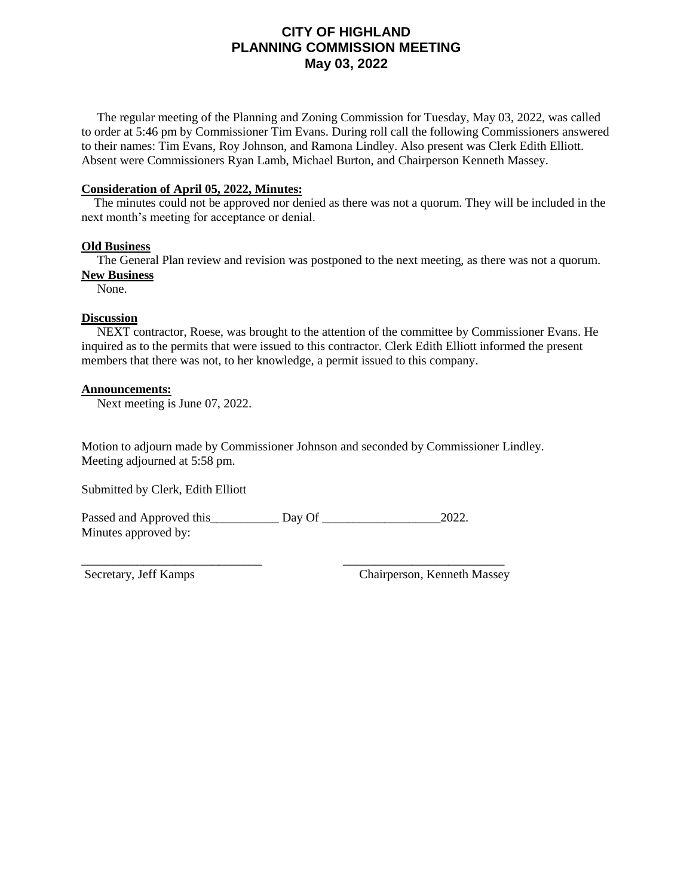# CITY OF HIGHLAND
# PLANNING COMMISSION MEETING
# May 03, 2022

The regular meeting of the Planning and Zoning Commission for Tuesday, May 03, 2022, was called to order at 5:46 pm by Commissioner Tim Evans. During roll call the following Commissioners answered to their names: Tim Evans, Roy Johnson, and Ramona Lindley. Also present was Clerk Edith Elliott. Absent were Commissioners Ryan Lamb, Michael Burton, and Chairperson Kenneth Massey.

**Consideration of April 05, 2022, Minutes:**

The minutes could not be approved nor denied as there was not a quorum. They will be included in the next month's meeting for acceptance or denial.

**Old Business**

The General Plan review and revision was postponed to the next meeting, as there was not a quorum.

**New Business**

None.

**Discussion**

NEXT contractor, Roese, was brought to the attention of the committee by Commissioner Evans. He inquired as to the permits that were issued to this contractor. Clerk Edith Elliott informed the present members that there was not, to her knowledge, a permit issued to this company.

**Announcements:**

Next meeting is June 07, 2022.

Motion to adjourn made by Commissioner Johnson and seconded by Commissioner Lindley.
Meeting adjourned at 5:58 pm.

Submitted by Clerk, Edith Elliott

Passed and Approved this___________ Day Of ___________________2022.
Minutes approved by:

_____________________________ _________________________

Secretary, Jeff Kamps Chairperson, Kenneth Massey